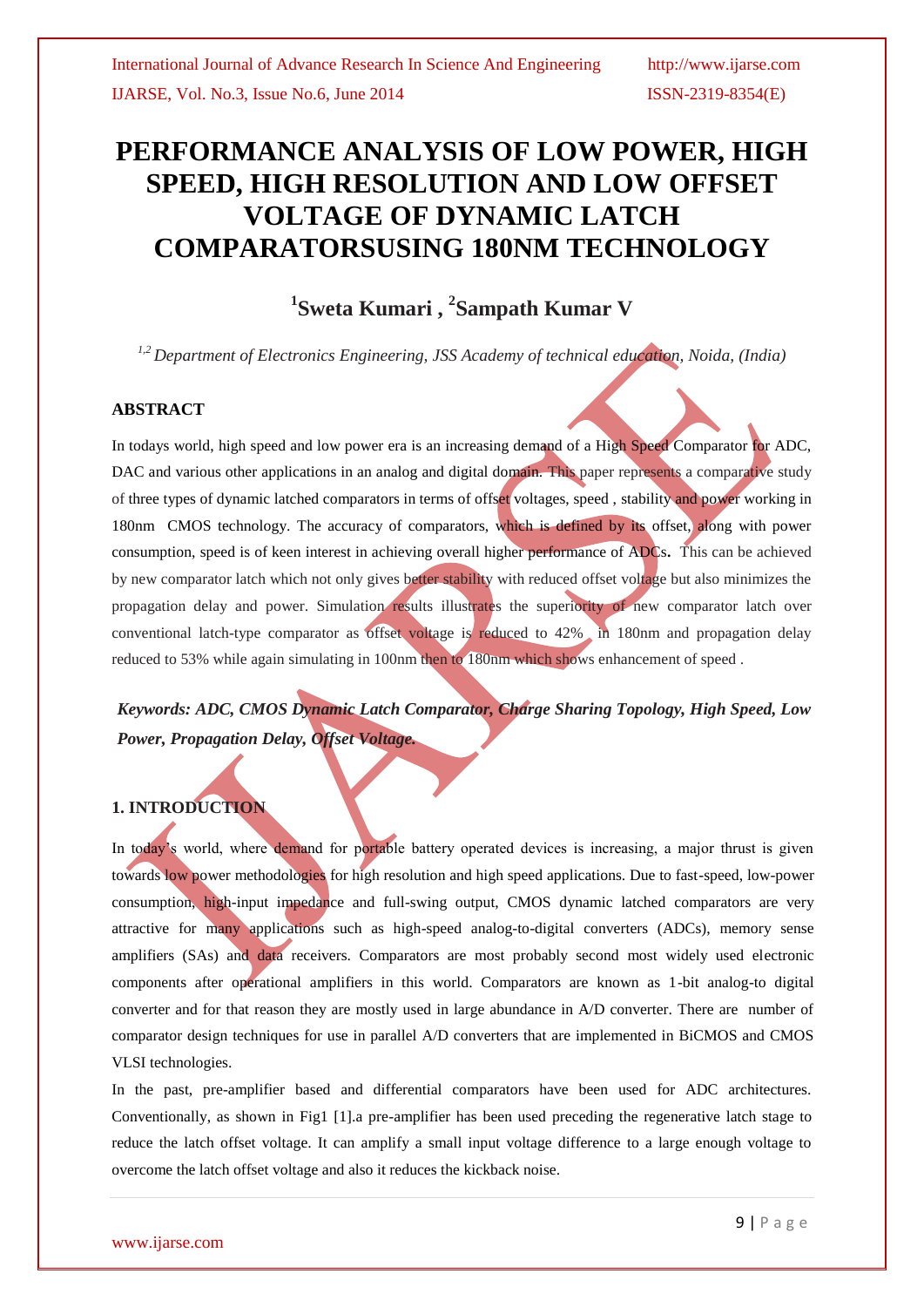# PERFORMANCE ANALYSIS OF LOW POWER, HIGH SPEED, HIGH RESOLUTION AND LOW OFFSET VOLTAGE OF DYNAMIC LATCH COMPARATORSUSING 180NM TECHNOLOGY

**[1]Sweta Kumari , [2]Sampath Kumar V**

*[1,2] Department of Electronics Engineering, JSS Academy of technical education, Noida, (India)*

## ABSTRACT

In todays world, high speed and low power era is an increasing demand of a High Speed Comparator for ADC, DAC and various other applications in an analog and digital domain. This paper represents a comparative study of three types of dynamic latched comparators in terms of offset voltages, speed , stability and power working in 180nm CMOS technology. The accuracy of comparators, which is defined by its offset, along with power consumption, speed is of keen interest in achieving overall higher performance of ADCs**.** This can be achieved by new comparator latch which not only gives better stability with reduced offset voltage but also minimizes the propagation delay and power. Simulation results illustrates the superiority of new comparator latch over conventional latch-type comparator as offset voltage is reduced to 42% in 180nm and propagation delay reduced to 53% while again simulating in 100nm then to 180nm which shows enhancement of speed .

***Keywords: ADC, CMOS Dynamic Latch Comparator, Charge Sharing Topology, High Speed, Low Power, Propagation Delay, Offset Voltage.***

## 1. INTRODUCTION

In today's world, where demand for portable battery operated devices is increasing, a major thrust is given towards low power methodologies for high resolution and high speed applications. Due to fast-speed, low-power consumption, high-input impedance and full-swing output, CMOS dynamic latched comparators are very attractive for many applications such as high-speed analog-to-digital converters (ADCs), memory sense amplifiers (SAs) and data receivers. Comparators are most probably second most widely used electronic components after operational amplifiers in this world. Comparators are known as 1-bit analog-to digital converter and for that reason they are mostly used in large abundance in A/D converter. There are number of comparator design techniques for use in parallel A/D converters that are implemented in BiCMOS and CMOS VLSI technologies.

In the past, pre-amplifier based and differential comparators have been used for ADC architectures. Conventionally, as shown in Fig1 [1].a pre-amplifier has been used preceding the regenerative latch stage to reduce the latch offset voltage. It can amplify a small input voltage difference to a large enough voltage to overcome the latch offset voltage and also it reduces the kickback noise.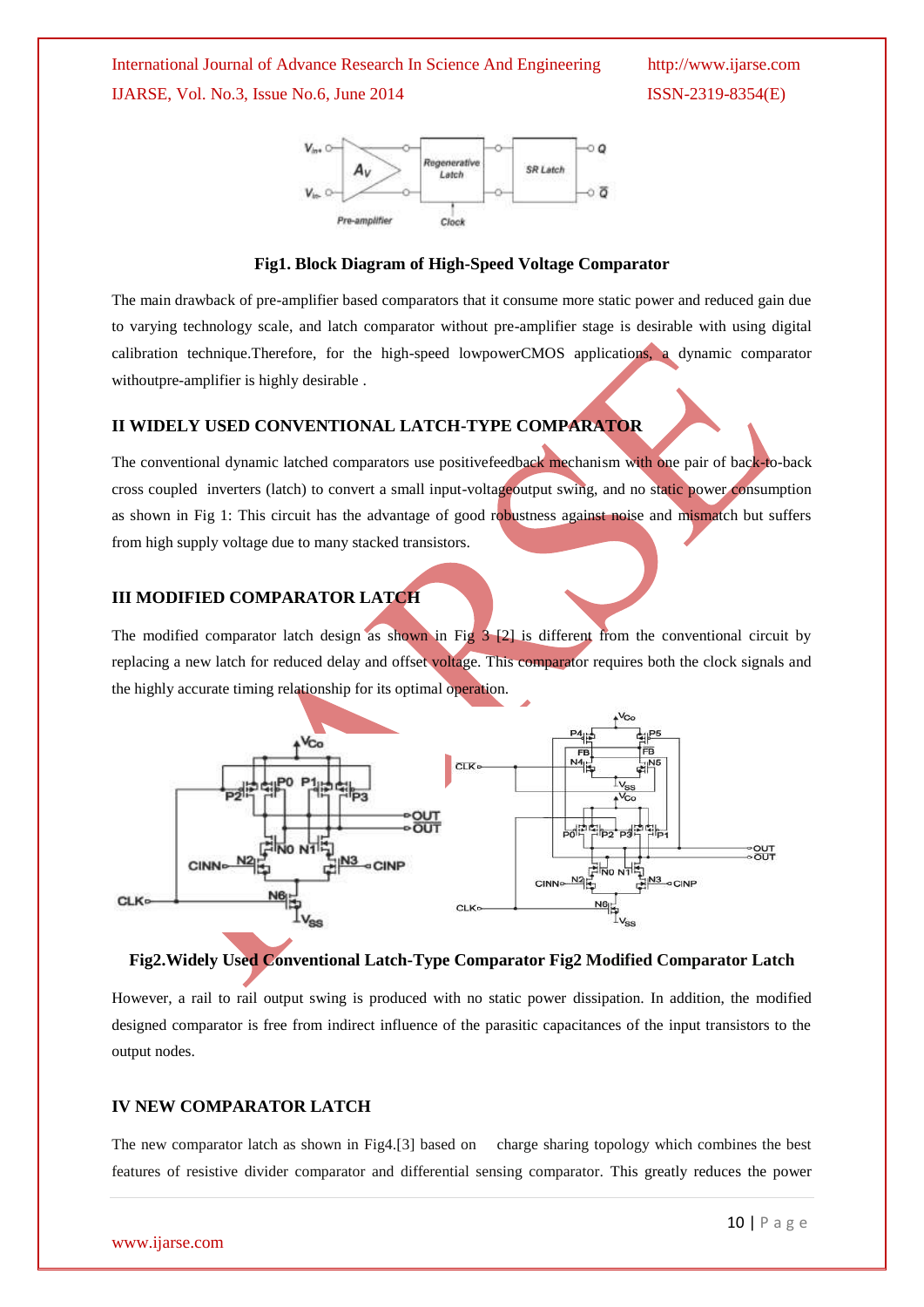Fig1. Block Diagram of High-Speed Voltage Comparator

The main drawback of pre-amplifier based comparators that it consume more static power and reduced gain due to varying technology scale, and latch comparator without pre-amplifier stage is desirable with using digital calibration technique.Therefore, for the high-speed lowpowerCMOS applications, a dynamic comparator withoutpre-amplifier is highly desirable .

## II WIDELY USED CONVENTIONAL LATCH-TYPE COMPARATOR

The conventional dynamic latched comparators use positivefeedback mechanism with one pair of back-to-back cross coupled inverters (latch) to convert a small input-voltageoutput swing, and no static power consumption as shown in Fig 1: This circuit has the advantage of good robustness against noise and mismatch but suffers from high supply voltage due to many stacked transistors.

## III MODIFIED COMPARATOR LATCH

The modified comparator latch design as shown in Fig 3 [2] is different from the conventional circuit by replacing a new latch for reduced delay and offset voltage. This comparator requires both the clock signals and the highly accurate timing relationship for its optimal operation.

Fig2.Widely Used Conventional Latch-Type Comparator Fig2 Modified Comparator Latch

However, a rail to rail output swing is produced with no static power dissipation. In addition, the modified designed comparator is free from indirect influence of the parasitic capacitances of the input transistors to the output nodes.

## IV NEW COMPARATOR LATCH

The new comparator latch as shown in Fig4.[3] based on charge sharing topology which combines the best features of resistive divider comparator and differential sensing comparator. This greatly reduces the power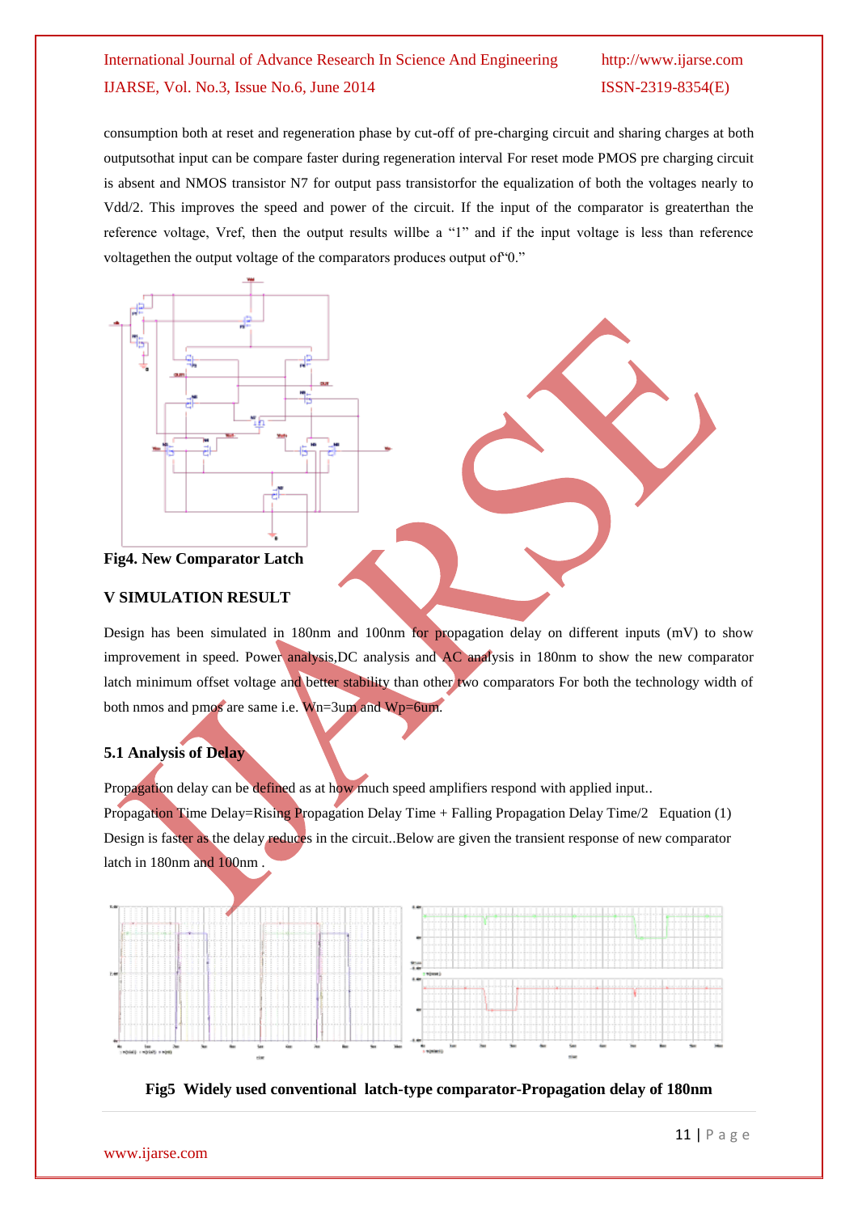consumption both at reset and regeneration phase by cut-off of pre-charging circuit and sharing charges at both outputsothat input can be compare faster during regeneration interval For reset mode PMOS pre charging circuit is absent and NMOS transistor N7 for output pass transistorfor the equalization of both the voltages nearly to Vdd/2. This improves the speed and power of the circuit. If the input of the comparator is greaterthan the reference voltage, Vref, then the output results willbe a "1" and if the input voltage is less than reference voltagethen the output voltage of the comparators produces output of"0."

**Fig4. New Comparator Latch**

## V SIMULATION RESULT

Design has been simulated in 180nm and 100nm for propagation delay on different inputs (mV) to show improvement in speed. Power analysis,DC analysis and AC analysis in 180nm to show the new comparator latch minimum offset voltage and better stability than other two comparators For both the technology width of both nmos and pmos are same i.e. Wn=3um and Wp=6um.

### 5.1 Analysis of Delay

Propagation delay can be defined as at how much speed amplifiers respond with applied input..

Propagation Time Delay=Rising Propagation Delay Time + Falling Propagation Delay Time/2 Equation (1)

Design is faster as the delay reduces in the circuit..Below are given the transient response of new comparator latch in 180nm and 100nm .

**Fig5 Widely used conventional latch-type comparator-Propagation delay of 180nm**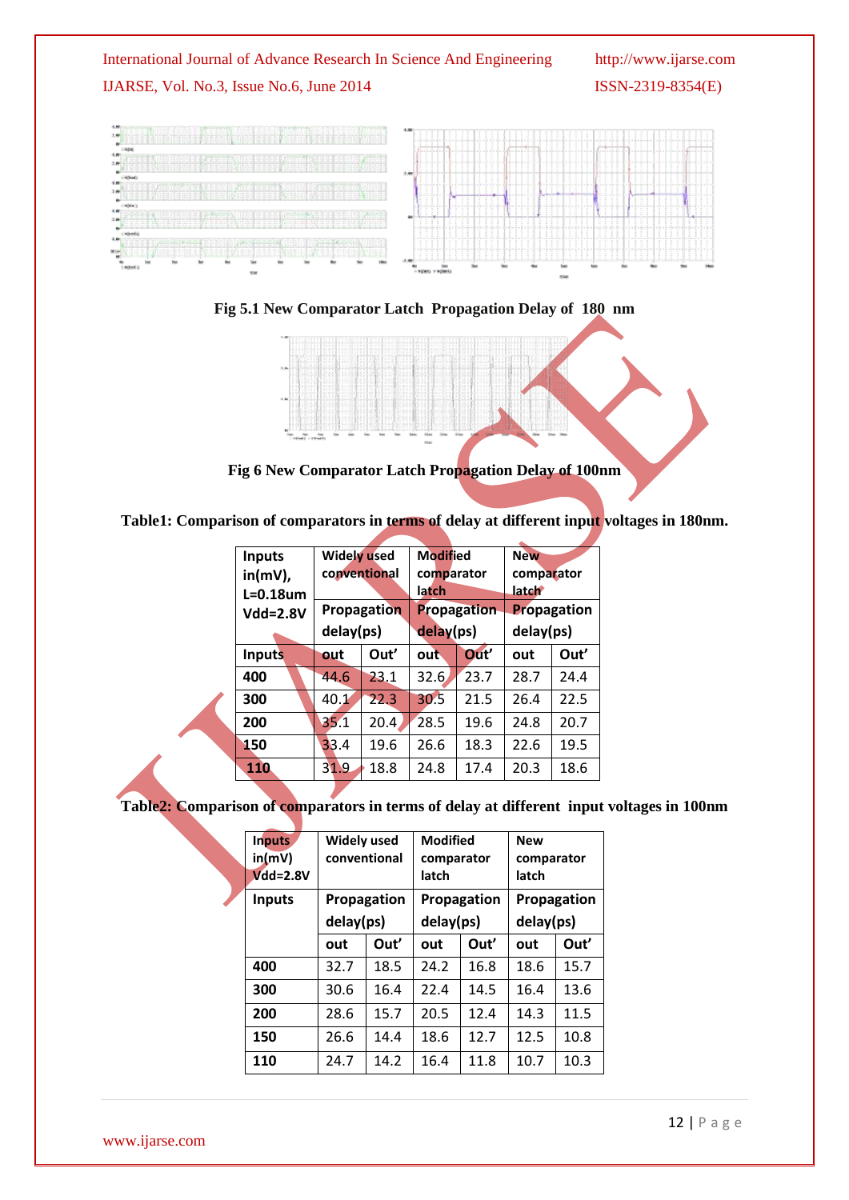Fig 5.1 New Comparator Latch Propagation Delay of 180 nm

Fig 6 New Comparator Latch Propagation Delay of 100nm

**Table1: Comparison of comparators in terms of delay at different input voltages in 180nm.**

| Inputs in(mV), L=0.18um Vdd=2.8V | Widely used conventional | | Modified comparator latch | | New comparator latch | |
|---|---|---|---|---|---|---|
| | Propagation delay(ps) | | Propagation delay(ps) | | Propagation delay(ps) | |
| Inputs | out | Out' | out | Out' | out | Out' |
| 400 | 44.6 | 23.1 | 32.6 | 23.7 | 28.7 | 24.4 |
| 300 | 40.1 | 22.3 | 30.5 | 21.5 | 26.4 | 22.5 |
| 200 | 35.1 | 20.4 | 28.5 | 19.6 | 24.8 | 20.7 |
| 150 | 33.4 | 19.6 | 26.6 | 18.3 | 22.6 | 19.5 |
| 110 | 31.9 | 18.8 | 24.8 | 17.4 | 20.3 | 18.6 |

**Table2: Comparison of comparators in terms of delay at different input voltages in 100nm**

| Inputs in(mV) Vdd=2.8V | Widely used conventional | | Modified comparator latch | | New comparator latch | |
|---|---|---|---|---|---|---|
| Inputs | Propagation delay(ps) | | Propagation delay(ps) | | Propagation delay(ps) | |
| | out | Out' | out | Out' | out | Out' |
| 400 | 32.7 | 18.5 | 24.2 | 16.8 | 18.6 | 15.7 |
| 300 | 30.6 | 16.4 | 22.4 | 14.5 | 16.4 | 13.6 |
| 200 | 28.6 | 15.7 | 20.5 | 12.4 | 14.3 | 11.5 |
| 150 | 26.6 | 14.4 | 18.6 | 12.7 | 12.5 | 10.8 |
| 110 | 24.7 | 14.2 | 16.4 | 11.8 | 10.7 | 10.3 |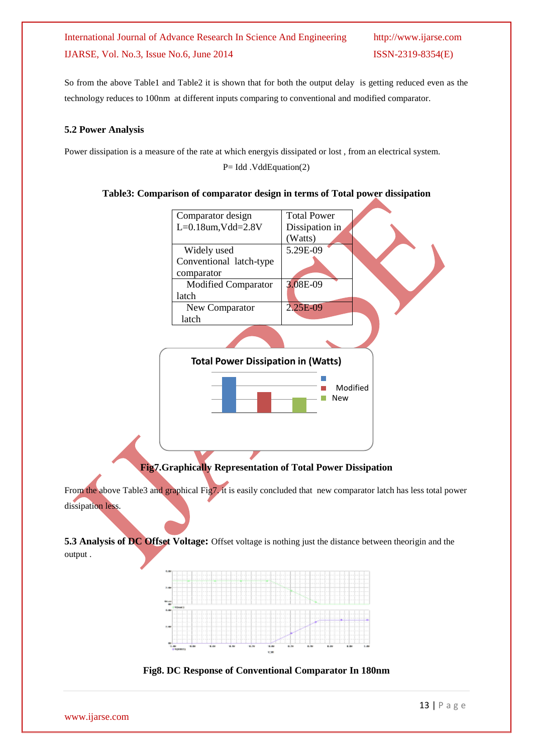So from the above Table1 and Table2 it is shown that for both the output delay is getting reduced even as the technology reduces to 100nm at different inputs comparing to conventional and modified comparator.

### 5.2 Power Analysis

Power dissipation is a measure of the rate at which energyis dissipated or lost , from an electrical system.

P= Idd .VddEquation(2)

**Table3: Comparison of comparator design in terms of Total power dissipation**

| Comparator design L=0.18um,Vdd=2.8V | Total Power Dissipation in (Watts) |
|---|---|
| Widely used Conventional latch-type comparator | 5.29E-09 |
| Modified Comparator latch | 3.08E-09 |
| New Comparator latch | 2.25E-09 |

**Fig7.Graphically Representation of Total Power Dissipation**

From the above Table3 and graphical Fig7. it is easily concluded that new comparator latch has less total power dissipation less.

**5.3 Analysis of DC Offset Voltage:** Offset voltage is nothing just the distance between theorigin and the output .

**Fig8. DC Response of Conventional Comparator In 180nm**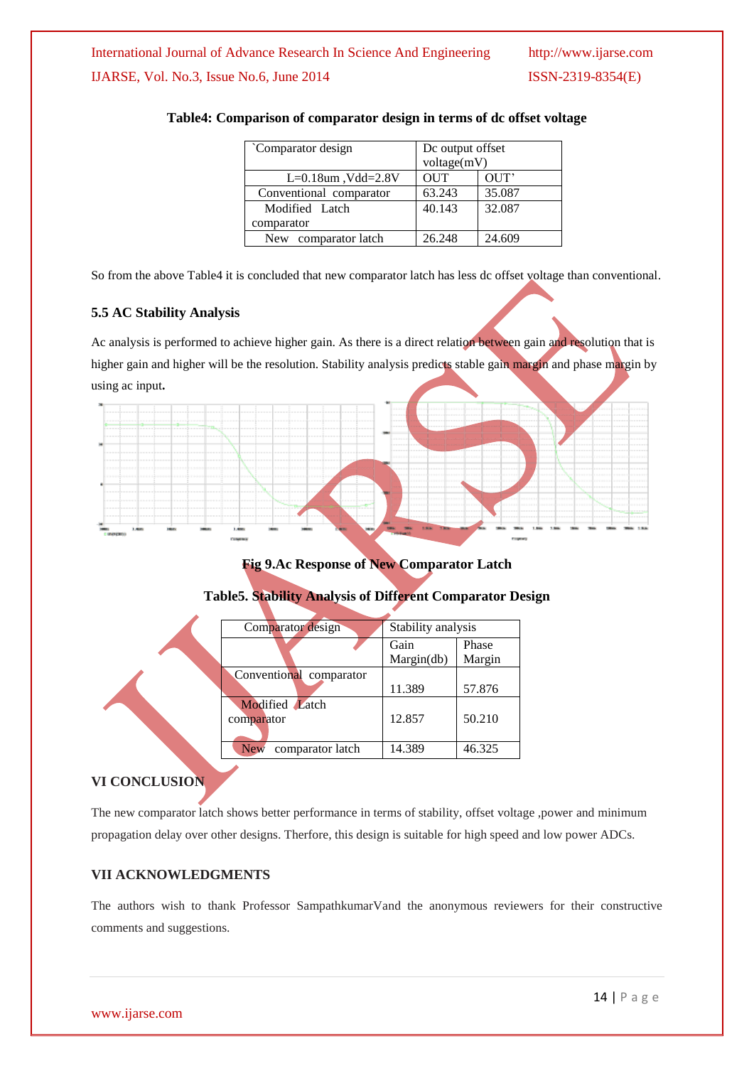**Table4: Comparison of comparator design in terms of dc offset voltage**

| `Comparator design | Dc output offset voltage(mV) | |
|---|---|---|
| L=0.18um ,Vdd=2.8V | OUT | OUT' |
| Conventional comparator | 63.243 | 35.087 |
| Modified Latch comparator | 40.143 | 32.087 |
| New comparator latch | 26.248 | 24.609 |

So from the above Table4 it is concluded that new comparator latch has less dc offset voltage than conventional.

### 5.5 AC Stability Analysis

Ac analysis is performed to achieve higher gain. As there is a direct relation between gain and resolution that is higher gain and higher will be the resolution. Stability analysis predicts stable gain margin and phase margin by using ac input**.**

**Fig 9.Ac Response of New Comparator Latch**

**Table5. Stability Analysis of Different Comparator Design**

| Comparator design | Stability analysis | |
|---|---|---|
| | Gain Margin(db) | Phase Margin |
| Conventional comparator | 11.389 | 57.876 |
| Modified Latch comparator | 12.857 | 50.210 |
| New comparator latch | 14.389 | 46.325 |

## VI CONCLUSION

The new comparator latch shows better performance in terms of stability, offset voltage ,power and minimum propagation delay over other designs. Therfore, this design is suitable for high speed and low power ADCs.

## VII ACKNOWLEDGMENTS

The authors wish to thank Professor SampathkumarV and the anonymous reviewers for their constructive comments and suggestions.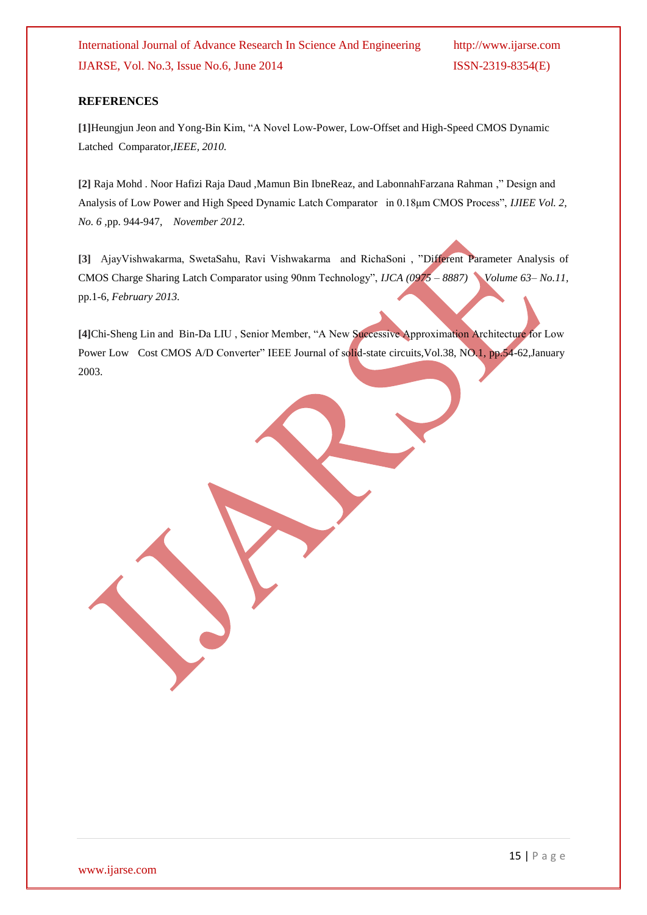## REFERENCES

**[1]**Heungjun Jeon and Yong-Bin Kim, "A Novel Low-Power, Low-Offset and High-Speed CMOS Dynamic Latched Comparator,*IEEE, 2010.*

**[2]** Raja Mohd . Noor Hafizi Raja Daud ,Mamun Bin IbneReaz, and LabonnahFarzana Rahman ," Design and Analysis of Low Power and High Speed Dynamic Latch Comparator in 0.18µm CMOS Process", *IJIEE Vol. 2, No. 6* ,pp. 944-947, *November 2012.*

**[3]** AjayVishwakarma, SwetaSahu, Ravi Vishwakarma and RichaSoni , "Different Parameter Analysis of CMOS Charge Sharing Latch Comparator using 90nm Technology", *IJCA (0975 – 8887) Volume 63– No.11*, pp.1-6, *February 2013.*

**[4]**Chi-Sheng Lin and Bin-Da LIU , Senior Member, "A New Successive Approximation Architecture for Low Power Low Cost CMOS A/D Converter" IEEE Journal of solid-state circuits,Vol.38, NO.1, pp.54-62,January 2003.